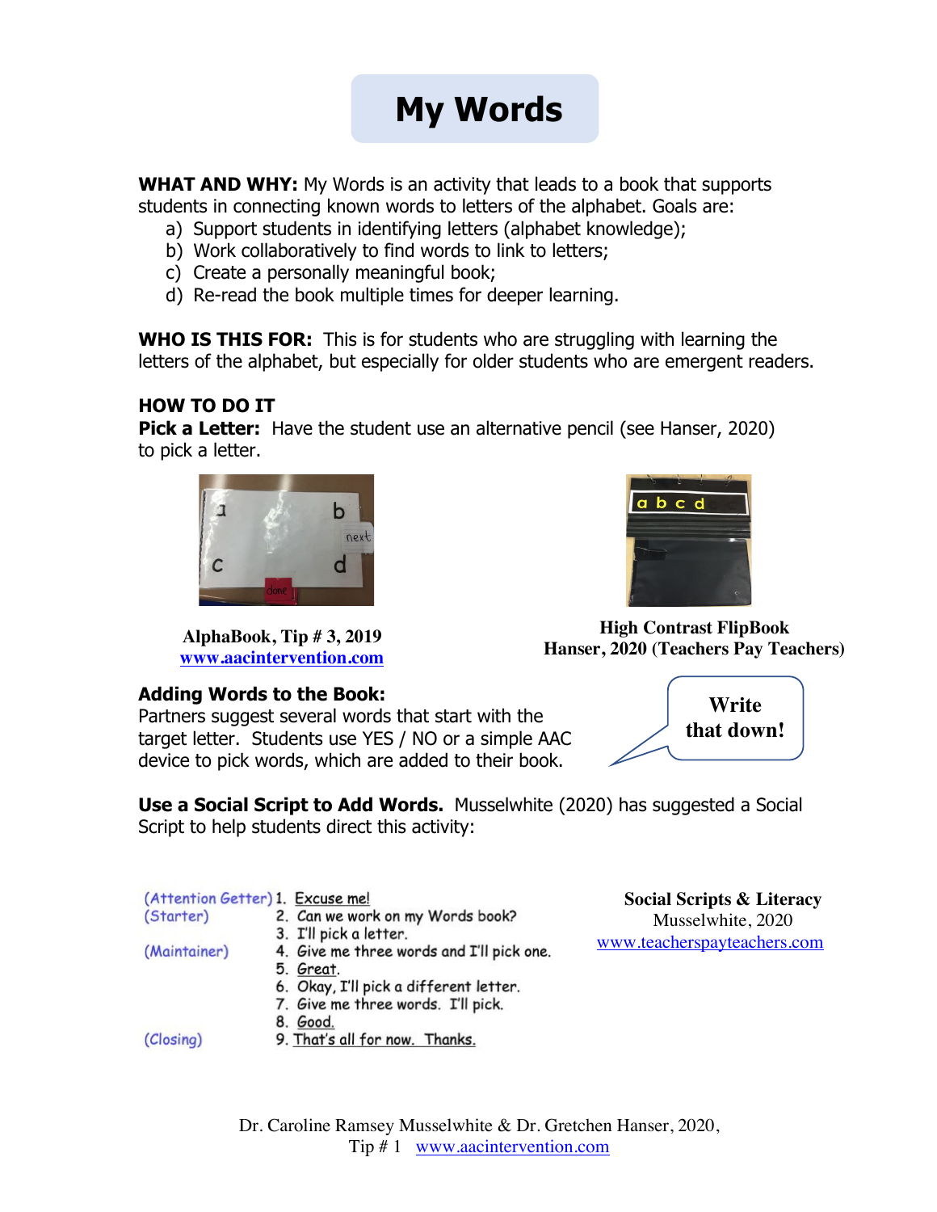# My Words

**WHAT AND WHY:** My Words is an activity that leads to a book that supports students in connecting known words to letters of the alphabet. Goals are:

a) Support students in identifying letters (alphabet knowledge);
b) Work collaboratively to find words to link to letters;
c) Create a personally meaningful book;
d) Re-read the book multiple times for deeper learning.

**WHO IS THIS FOR:** This is for students who are struggling with learning the letters of the alphabet, but especially for older students who are emergent readers.

**HOW TO DO IT**

**Pick a Letter:** Have the student use an alternative pencil (see Hanser, 2020) to pick a letter.

**AlphaBook, Tip # 3, 2019**
www.aacintervention.com

**High Contrast FlipBook**
**Hanser, 2020 (Teachers Pay Teachers)**

**Adding Words to the Book:**
Partners suggest several words that start with the target letter. Students use YES / NO or a simple AAC device to pick words, which are added to their book.

**Write that down!**

**Use a Social Script to Add Words.** Musselwhite (2020) has suggested a Social Script to help students direct this activity:

| | |
|---|---|
| (Attention Getter) | 1. Excuse me! |
| (Starter) | 2. Can we work on my Words book? |
| | 3. I'll pick a letter. |
| (Maintainer) | 4. Give me three words and I'll pick one. |
| | 5. Great. |
| | 6. Okay, I'll pick a different letter. |
| | 7. Give me three words. I'll pick. |
| | 8. Good. |
| (Closing) | 9. That's all for now. Thanks. |

**Social Scripts & Literacy**
Musselwhite, 2020
www.teacherspayteachers.com

Dr. Caroline Ramsey Musselwhite & Dr. Gretchen Hanser, 2020,
Tip # 1 www.aacintervention.com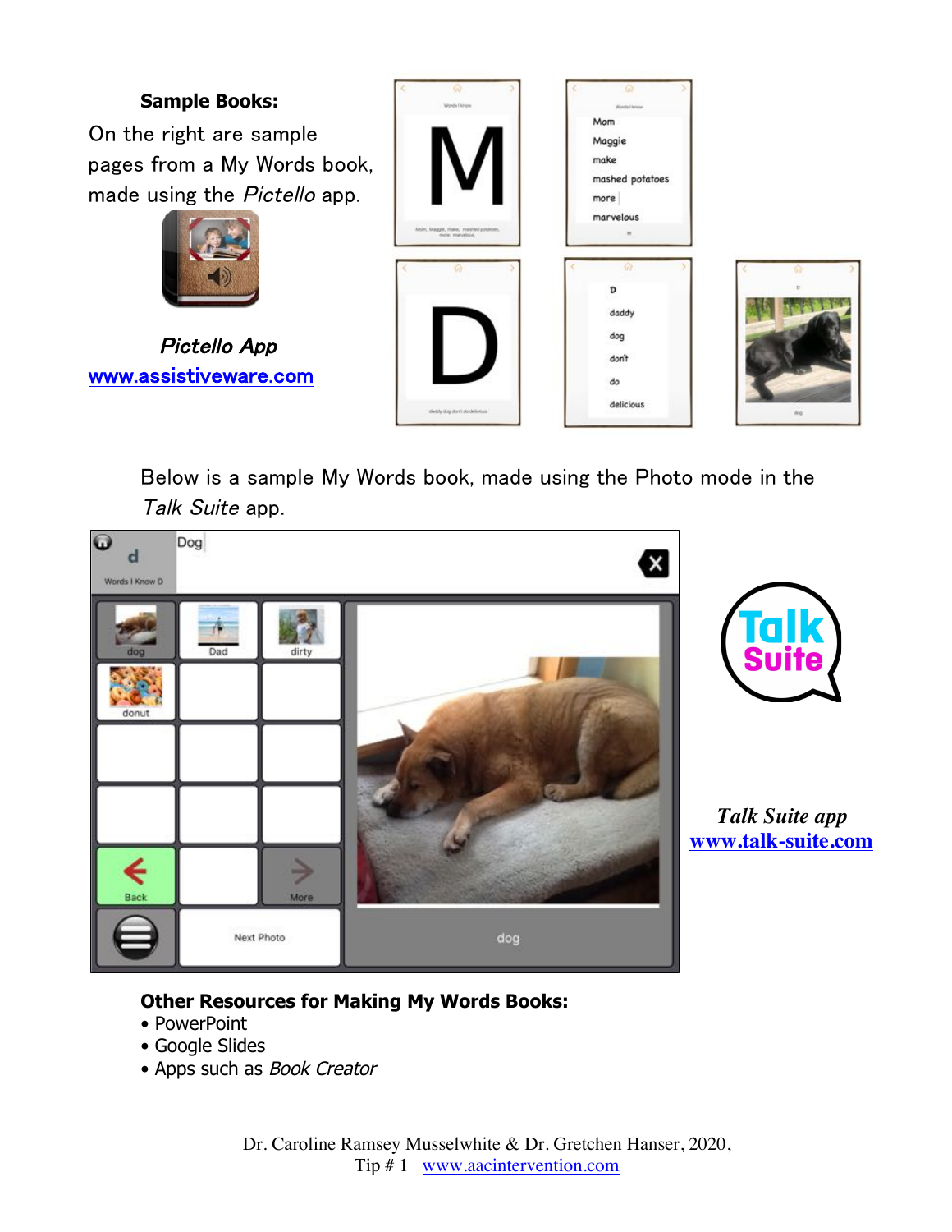**Sample Books:**

On the right are sample pages from a My Words book, made using the *Pictello* app.

***Pictello App***

www.assistiveware.com

Below is a sample My Words book, made using the Photo mode in the *Talk Suite* app.

***Talk Suite app***

www.talk-suite.com

**Other Resources for Making My Words Books:**

- PowerPoint
- Google Slides
- Apps such as *Book Creator*

Dr. Caroline Ramsey Musselwhite & Dr. Gretchen Hanser, 2020,
Tip # 1 www.aacintervention.com